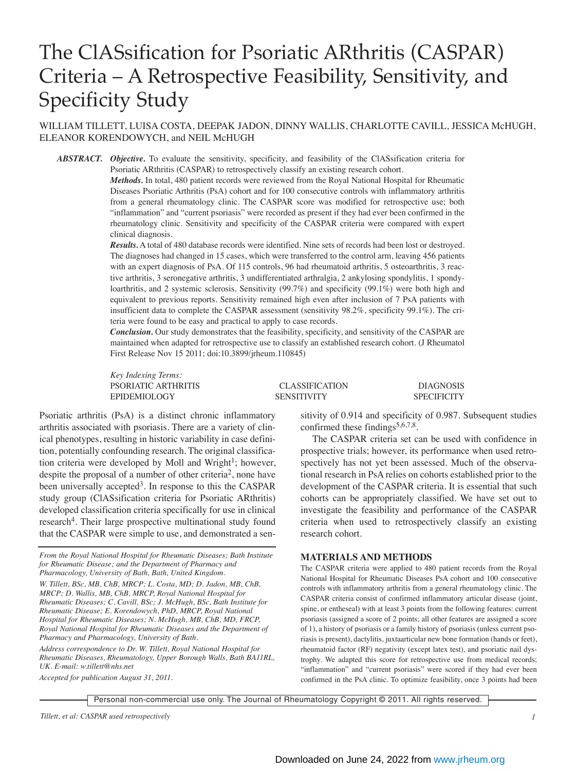# The ClASsification for Psoriatic ARthritis (CASPAR) Criteria – A Retrospective Feasibility, Sensitivity, and Specificity Study

WILLIAM TILLETT, LUISA COSTA, DEEPAK JADON, DINNY WALLIS, CHARLOTTE CAVILL, JESSICA McHUGH, ELEANOR KORENDOWYCH, and NEIL McHUGH

***ABSTRACT. Objective.*** To evaluate the sensitivity, specificity, and feasibility of the ClASsification criteria for Psoriatic ARthritis (CASPAR) to retrospectively classify an existing research cohort.

***Methods.*** In total, 480 patient records were reviewed from the Royal National Hospital for Rheumatic Diseases Psoriatic Arthritis (PsA) cohort and for 100 consecutive controls with inflammatory arthritis from a general rheumatology clinic. The CASPAR score was modified for retrospective use; both "inflammation" and "current psoriasis" were recorded as present if they had ever been confirmed in the rheumatology clinic. Sensitivity and specificity of the CASPAR criteria were compared with expert clinical diagnosis.

***Results.*** A total of 480 database records were identified. Nine sets of records had been lost or destroyed. The diagnoses had changed in 15 cases, which were transferred to the control arm, leaving 456 patients with an expert diagnosis of PsA. Of 115 controls, 96 had rheumatoid arthritis, 5 osteoarthritis, 3 reactive arthritis, 3 seronegative arthritis, 3 undifferentiated arthralgia, 2 ankylosing spondylitis, 1 spondyloarthritis, and 2 systemic sclerosis. Sensitivity (99.7%) and specificity (99.1%) were both high and equivalent to previous reports. Sensitivity remained high even after inclusion of 7 PsA patients with insufficient data to complete the CASPAR assessment (sensitivity 98.2%, specificity 99.1%). The criteria were found to be easy and practical to apply to case records.

***Conclusion.*** Our study demonstrates that the feasibility, specificity, and sensitivity of the CASPAR are maintained when adapted for retrospective use to classify an established research cohort. (J Rheumatol First Release Nov 15 2011; doi:10.3899/jrheum.110845)

*Key Indexing Terms:*
PSORIATIC ARTHRITIS — CLASSIFICATION — DIAGNOSIS
EPIDEMIOLOGY — SENSITIVITY — SPECIFICITY

Psoriatic arthritis (PsA) is a distinct chronic inflammatory arthritis associated with psoriasis. There are a variety of clinical phenotypes, resulting in historic variability in case definition, potentially confounding research. The original classification criteria were developed by Moll and Wright[1]; however, despite the proposal of a number of other criteria[2], none have been universally accepted[3]. In response to this the CASPAR study group (ClASsification criteria for Psoriatic ARthritis) developed classification criteria specifically for use in clinical research[4]. Their large prospective multinational study found that the CASPAR were simple to use, and demonstrated a sensitivity of 0.914 and specificity of 0.987. Subsequent studies confirmed these findings[5,6,7,8].

The CASPAR criteria set can be used with confidence in prospective trials; however, its performance when used retrospectively has not yet been assessed. Much of the observational research in PsA relies on cohorts established prior to the development of the CASPAR criteria. It is essential that such cohorts can be appropriately classified. We have set out to investigate the feasibility and performance of the CASPAR criteria when used to retrospectively classify an existing research cohort.

*From the Royal National Hospital for Rheumatic Diseases; Bath Institute for Rheumatic Disease; and the Department of Pharmacy and Pharmacology, University of Bath, Bath, United Kingdom.*

*W. Tillett, BSc, MB, ChB, MRCP; L. Costa, MD; D. Jadon, MB, ChB, MRCP; D. Wallis, MB, ChB, MRCP, Royal National Hospital for Rheumatic Diseases; C. Cavill, BSc; J. McHugh, BSc, Bath Institute for Rheumatic Disease; E. Korendowych, PhD, MRCP, Royal National Hospital for Rheumatic Diseases; N. McHugh, MB, ChB, MD, FRCP, Royal National Hospital for Rheumatic Diseases and the Department of Pharmacy and Pharmacology, University of Bath.*

*Address correspondence to Dr. W. Tillett, Royal National Hospital for Rheumatic Diseases, Rheumatology, Upper Borough Walls, Bath BA11RL, UK. E-mail: w.tillett@nhs.net*

*Accepted for publication August 31, 2011.*

## MATERIALS AND METHODS

The CASPAR criteria were applied to 480 patient records from the Royal National Hospital for Rheumatic Diseases PsA cohort and 100 consecutive controls with inflammatory arthritis from a general rheumatology clinic. The CASPAR criteria consist of confirmed inflammatory articular disease (joint, spine, or entheseal) with at least 3 points from the following features: current psoriasis (assigned a score of 2 points; all other features are assigned a score of 1), a history of psoriasis or a family history of psoriasis (unless current psoriasis is present), dactylitis, juxtaarticular new bone formation (hands or feet), rheumatoid factor (RF) negativity (except latex test), and psoriatic nail dystrophy. We adapted this score for retrospective use from medical records; "inflammation" and "current psoriasis" were scored if they had ever been confirmed in the PsA clinic. To optimize feasibility, once 3 points had been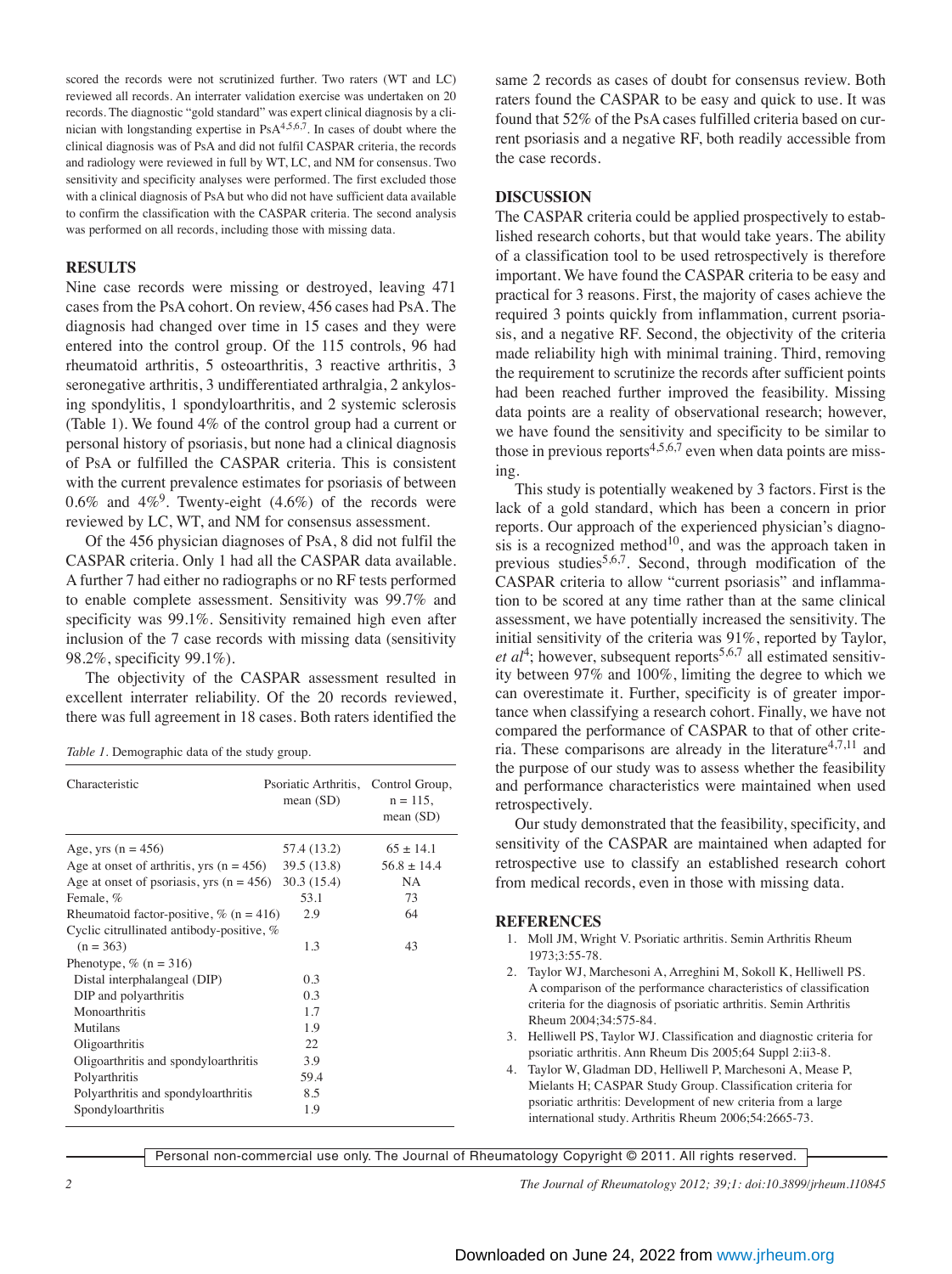scored the records were not scrutinized further. Two raters (WT and LC) reviewed all records. An interrater validation exercise was undertaken on 20 records. The diagnostic "gold standard" was expert clinical diagnosis by a clinician with longstanding expertise in PsA[4,5,6,7]. In cases of doubt where the clinical diagnosis was of PsA and did not fulfil CASPAR criteria, the records and radiology were reviewed in full by WT, LC, and NM for consensus. Two sensitivity and specificity analyses were performed. The first excluded those with a clinical diagnosis of PsA but who did not have sufficient data available to confirm the classification with the CASPAR criteria. The second analysis was performed on all records, including those with missing data.

## RESULTS

Nine case records were missing or destroyed, leaving 471 cases from the PsA cohort. On review, 456 cases had PsA. The diagnosis had changed over time in 15 cases and they were entered into the control group. Of the 115 controls, 96 had rheumatoid arthritis, 5 osteoarthritis, 3 reactive arthritis, 3 seronegative arthritis, 3 undifferentiated arthralgia, 2 ankylosing spondylitis, 1 spondyloarthritis, and 2 systemic sclerosis (Table 1). We found 4% of the control group had a current or personal history of psoriasis, but none had a clinical diagnosis of PsA or fulfilled the CASPAR criteria. This is consistent with the current prevalence estimates for psoriasis of between 0.6% and 4%[9]. Twenty-eight (4.6%) of the records were reviewed by LC, WT, and NM for consensus assessment.

Of the 456 physician diagnoses of PsA, 8 did not fulfil the CASPAR criteria. Only 1 had all the CASPAR data available. A further 7 had either no radiographs or no RF tests performed to enable complete assessment. Sensitivity was 99.7% and specificity was 99.1%. Sensitivity remained high even after inclusion of the 7 case records with missing data (sensitivity 98.2%, specificity 99.1%).

The objectivity of the CASPAR assessment resulted in excellent interrater reliability. Of the 20 records reviewed, there was full agreement in 18 cases. Both raters identified the same 2 records as cases of doubt for consensus review. Both raters found the CASPAR to be easy and quick to use. It was found that 52% of the PsA cases fulfilled criteria based on current psoriasis and a negative RF, both readily accessible from the case records.

*Table 1.* Demographic data of the study group.

| Characteristic | Psoriatic Arthritis, mean (SD) | Control Group, n = 115, mean (SD) |
|---|---|---|
| Age, yrs (n = 456) | 57.4 (13.2) | 65 ± 14.1 |
| Age at onset of arthritis, yrs (n = 456) | 39.5 (13.8) | 56.8 ± 14.4 |
| Age at onset of psoriasis, yrs (n = 456) | 30.3 (15.4) | NA |
| Female, % | 53.1 | 73 |
| Rheumatoid factor-positive, % (n = 416) | 2.9 | 64 |
| Cyclic citrullinated antibody-positive, % (n = 363) | 1.3 | 43 |
| Phenotype, % (n = 316) | | |
| Distal interphalangeal (DIP) | 0.3 | |
| DIP and polyarthritis | 0.3 | |
| Monoarthritis | 1.7 | |
| Mutilans | 1.9 | |
| Oligoarthritis | 22 | |
| Oligoarthritis and spondyloarthritis | 3.9 | |
| Polyarthritis | 59.4 | |
| Polyarthritis and spondyloarthritis | 8.5 | |
| Spondyloarthritis | 1.9 | |

## DISCUSSION

The CASPAR criteria could be applied prospectively to established research cohorts, but that would take years. The ability of a classification tool to be used retrospectively is therefore important. We have found the CASPAR criteria to be easy and practical for 3 reasons. First, the majority of cases achieve the required 3 points quickly from inflammation, current psoriasis, and a negative RF. Second, the objectivity of the criteria made reliability high with minimal training. Third, removing the requirement to scrutinize the records after sufficient points had been reached further improved the feasibility. Missing data points are a reality of observational research; however, we have found the sensitivity and specificity to be similar to those in previous reports[4,5,6,7] even when data points are missing.

This study is potentially weakened by 3 factors. First is the lack of a gold standard, which has been a concern in prior reports. Our approach of the experienced physician's diagnosis is a recognized method[10], and was the approach taken in previous studies[5,6,7]. Second, through modification of the CASPAR criteria to allow "current psoriasis" and inflammation to be scored at any time rather than at the same clinical assessment, we have potentially increased the sensitivity. The initial sensitivity of the criteria was 91%, reported by Taylor, *et al*[4]; however, subsequent reports[5,6,7] all estimated sensitivity between 97% and 100%, limiting the degree to which we can overestimate it. Further, specificity is of greater importance when classifying a research cohort. Finally, we have not compared the performance of CASPAR to that of other criteria. These comparisons are already in the literature[4,7,11] and the purpose of our study was to assess whether the feasibility and performance characteristics were maintained when used retrospectively.

Our study demonstrated that the feasibility, specificity, and sensitivity of the CASPAR are maintained when adapted for retrospective use to classify an established research cohort from medical records, even in those with missing data.

## REFERENCES

1. Moll JM, Wright V. Psoriatic arthritis. Semin Arthritis Rheum 1973;3:55-78.
2. Taylor WJ, Marchesoni A, Arreghini M, Sokoll K, Helliwell PS. A comparison of the performance characteristics of classification criteria for the diagnosis of psoriatic arthritis. Semin Arthritis Rheum 2004;34:575-84.
3. Helliwell PS, Taylor WJ. Classification and diagnostic criteria for psoriatic arthritis. Ann Rheum Dis 2005;64 Suppl 2:ii3-8.
4. Taylor WJ, Gladman DD, Helliwell P, Marchesoni A, Mease P, Mielants H; CASPAR Study Group. Classification criteria for psoriatic arthritis: Development of new criteria from a large international study. Arthritis Rheum 2006;54:2665-73.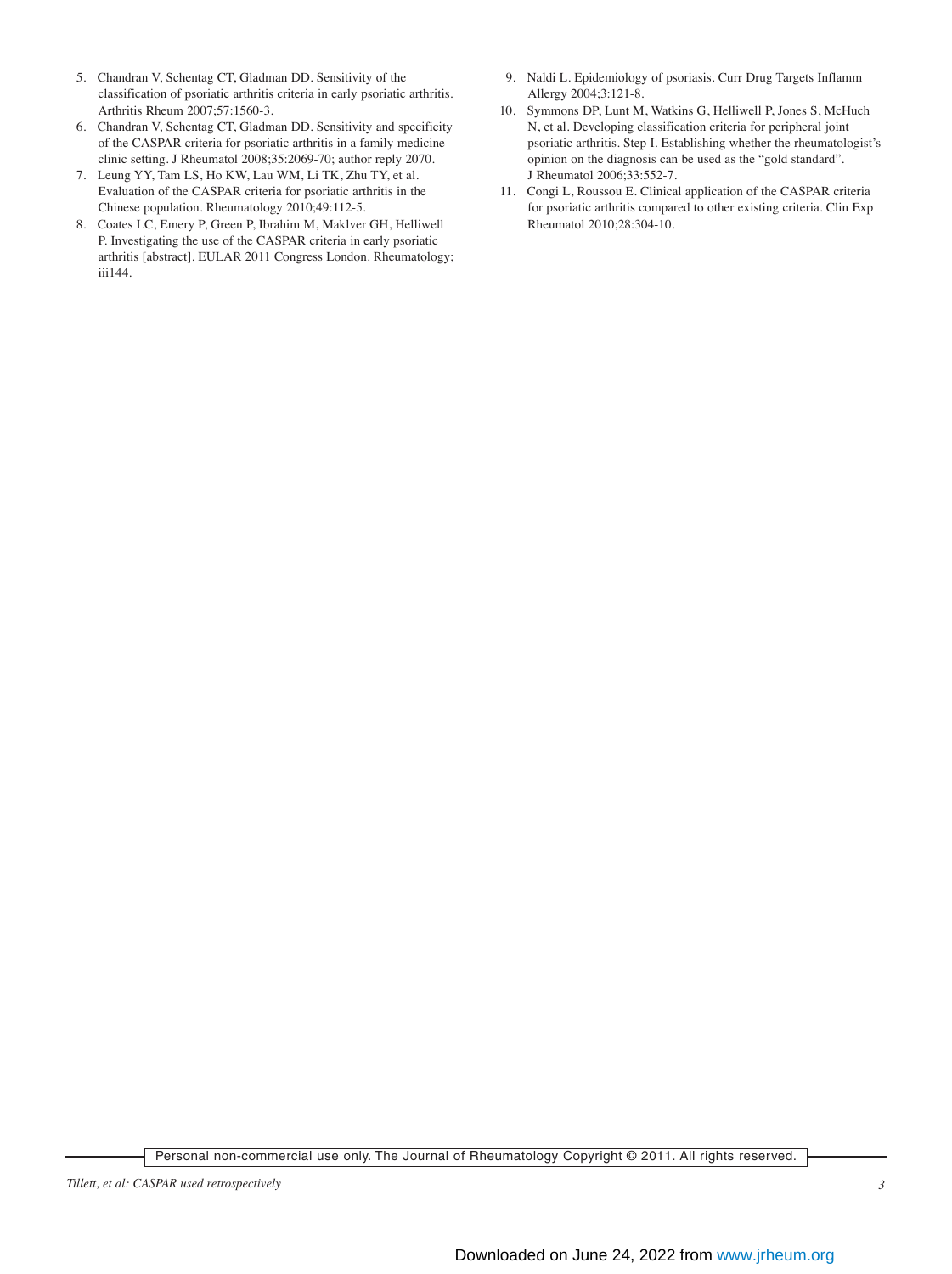5. Chandran V, Schentag CT, Gladman DD. Sensitivity of the classification of psoriatic arthritis criteria in early psoriatic arthritis. Arthritis Rheum 2007;57:1560-3.
6. Chandran V, Schentag CT, Gladman DD. Sensitivity and specificity of the CASPAR criteria for psoriatic arthritis in a family medicine clinic setting. J Rheumatol 2008;35:2069-70; author reply 2070.
7. Leung YY, Tam LS, Ho KW, Lau WM, Li TK, Zhu TY, et al. Evaluation of the CASPAR criteria for psoriatic arthritis in the Chinese population. Rheumatology 2010;49:112-5.
8. Coates LC, Emery P, Green P, Ibrahim M, Maklver GH, Helliwell P. Investigating the use of the CASPAR criteria in early psoriatic arthritis [abstract]. EULAR 2011 Congress London. Rheumatology; iii144.
9. Naldi L. Epidemiology of psoriasis. Curr Drug Targets Inflamm Allergy 2004;3:121-8.
10. Symmons DP, Lunt M, Watkins G, Helliwell P, Jones S, McHuch N, et al. Developing classification criteria for peripheral joint psoriatic arthritis. Step I. Establishing whether the rheumatologist's opinion on the diagnosis can be used as the "gold standard". J Rheumatol 2006;33:552-7.
11. Congi L, Roussou E. Clinical application of the CASPAR criteria for psoriatic arthritis compared to other existing criteria. Clin Exp Rheumatol 2010;28:304-10.